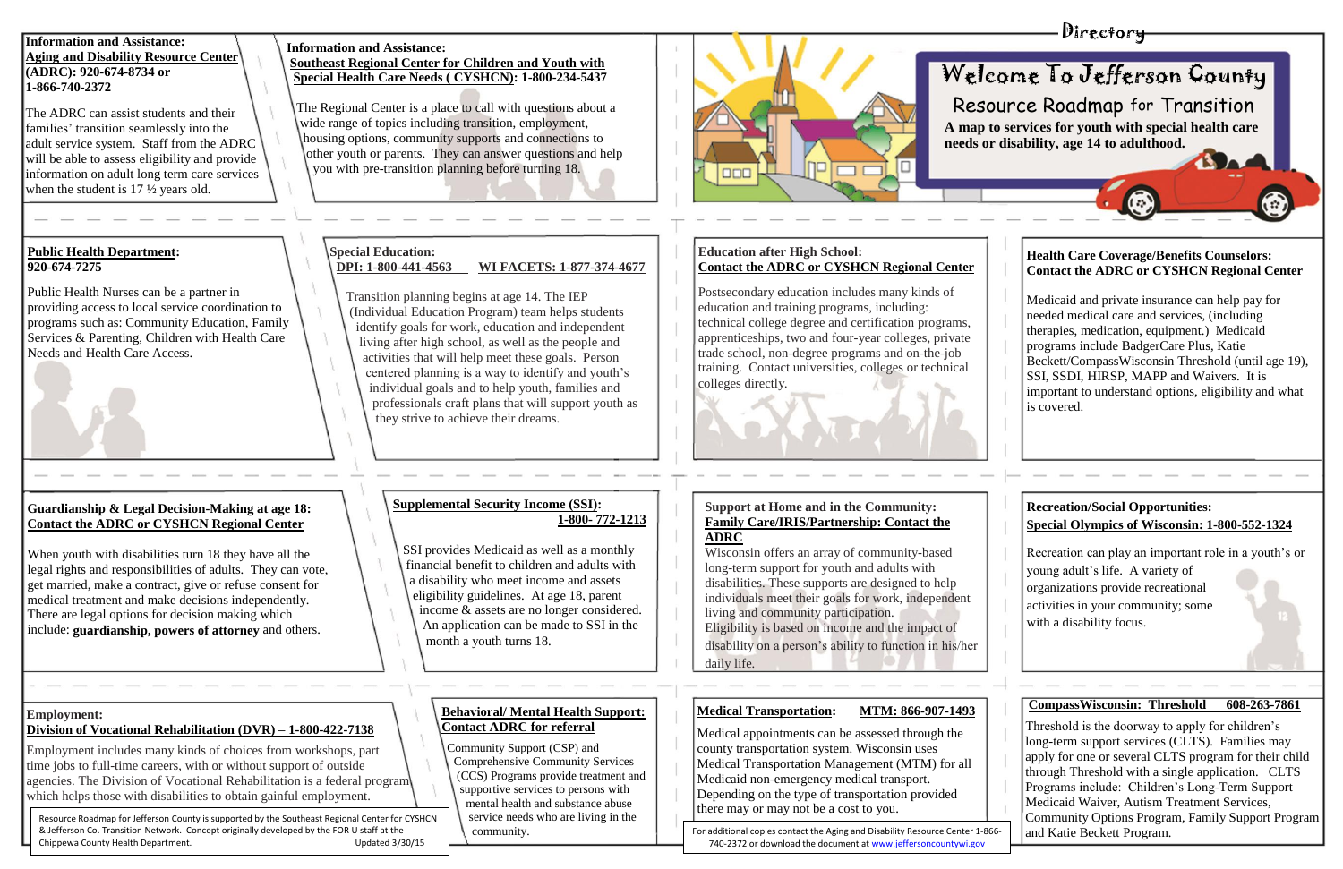# Welcome To Jefferson County

## Resource Roadmap for Transition

Directory

**A map to services for youth with special health care needs or disability, age 14 to adulthood.**

### Information and Assistance: Aging and Disability Resource Center (ADRC): 920-674-8734 or 1-866-740-2372

The ADRC can assist students and their families' transition seamlessly into the adult service system. Staff from the ADRC will be able to assess eligibility and provide information on adult long term care services when the student is 17 ½ years old.

### Information and Assistance: Southeast Regional Center for Children and Youth with Special Health Care Needs ( CYSHCN): 1-800-234-5437

The Regional Center is a place to call with questions about a wide range of topics including transition, employment, housing options, community supports and connections to other youth or parents. They can answer questions and help you with pre-transition planning before turning 18.

### Public Health Department: 920-674-7275

Public Health Nurses can be a partner in providing access to local service coordination to programs such as: Community Education, Family Services & Parenting, Children with Health Care Needs and Health Care Access.

### Special Education: DPI: 1-800-441-4563 WI FACETS: 1-877-374-4677

Transition planning begins at age 14. The IEP (Individual Education Program) team helps students identify goals for work, education and independent living after high school, as well as the people and activities that will help meet these goals. Person centered planning is a way to identify and youth's individual goals and to help youth, families and professionals craft plans that will support youth as they strive to achieve their dreams.

### Education after High School: Contact the ADRC or CYSHCN Regional Center

Postsecondary education includes many kinds of education and training programs, including: technical college degree and certification programs, apprenticeships, two and four-year colleges, private trade school, non-degree programs and on-the-job training. Contact universities, colleges or technical colleges directly.

### Health Care Coverage/Benefits Counselors: Contact the ADRC or CYSHCN Regional Center

Medicaid and private insurance can help pay for needed medical care and services, (including therapies, medication, equipment.) Medicaid programs include BadgerCare Plus, Katie Beckett/CompassWisconsin Threshold (until age 19), SSI, SSDI, HIRSP, MAPP and Waivers. It is important to understand options, eligibility and what is covered.

### Guardianship & Legal Decision-Making at age 18: Contact the ADRC or CYSHCN Regional Center

When youth with disabilities turn 18 they have all the legal rights and responsibilities of adults. They can vote, get married, make a contract, give or refuse consent for medical treatment and make decisions independently. There are legal options for decision making which include: **guardianship, powers of attorney** and others.

### Supplemental Security Income (SSI): 1-800- 772-1213

SSI provides Medicaid as well as a monthly financial benefit to children and adults with a disability who meet income and assets eligibility guidelines. At age 18, parent income & assets are no longer considered. An application can be made to SSI in the month a youth turns 18.

### Support at Home and in the Community: Family Care/IRIS/Partnership: Contact the ADRC

Wisconsin offers an array of community-based long-term support for youth and adults with disabilities. These supports are designed to help individuals meet their goals for work, independent living and community participation. Eligibility is based on income and the impact of disability on a person's ability to function in his/her daily life.

### Recreation/Social Opportunities: Special Olympics of Wisconsin: 1-800-552-1324

Recreation can play an important role in a youth's or young adult's life. A variety of organizations provide recreational activities in your community; some with a disability focus.

### Employment: Division of Vocational Rehabilitation (DVR) – 1-800-422-7138

Employment includes many kinds of choices from workshops, part time jobs to full-time careers, with or without support of outside agencies. The Division of Vocational Rehabilitation is a federal program which helps those with disabilities to obtain gainful employment.

### Behavioral/ Mental Health Support: Contact ADRC for referral

Community Support (CSP) and Comprehensive Community Services (CCS) Programs provide treatment and supportive services to persons with mental health and substance abuse service needs who are living in the community.

### Medical Transportation: MTM: 866-907-1493

Medical appointments can be accessed through the county transportation system. Wisconsin uses Medical Transportation Management (MTM) for all Medicaid non-emergency medical transport. Depending on the type of transportation provided there may or may not be a cost to you.

### CompassWisconsin: Threshold 608-263-7861

Threshold is the doorway to apply for children's long-term support services (CLTS). Families may apply for one or several CLTS program for their child through Threshold with a single application. CLTS Programs include: Children's Long-Term Support Medicaid Waiver, Autism Treatment Services, Community Options Program, Family Support Program and Katie Beckett Program.

Resource Roadmap for Jefferson County is supported by the Southeast Regional Center for CYSHCN & Jefferson Co. Transition Network. Concept originally developed by the FOR U staff at the Chippewa County Health Department. Updated 3/30/15

For additional copies contact the Aging and Disability Resource Center 1-866-740-2372 or download the document at www.jeffersoncountywi.gov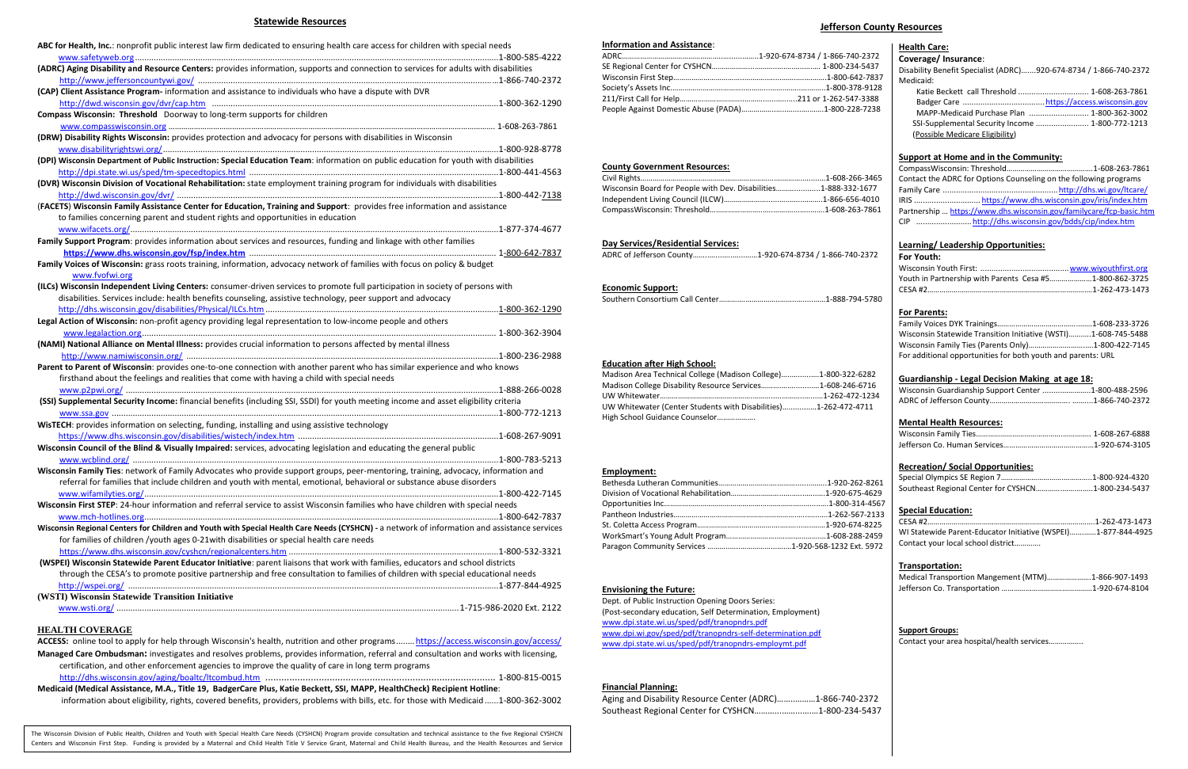## Statewide Resources

**ABC for Health, Inc.**: nonprofit public interest law firm dedicated to ensuring health care access for children with special needs
www.safetyweb.org ........ 1-800-585-4222

**(ADRC) Aging Disability and Resource Centers:** provides information, supports and connection to services for adults with disabilities
http://www.jeffersoncountywi.gov/ ........ 1-866-740-2372

**(CAP) Client Assistance Program-** information and assistance to individuals who have a dispute with DVR
http://dwd.wisconsin.gov/dvr/cap.htm ........ 1-800-362-1290

**Compass Wisconsin: Threshold** Doorway to long-term supports for children
www.compasswisconsin.org ........ 1-608-263-7861

**(DRW) Disability Rights Wisconsin:** provides protection and advocacy for persons with disabilities in Wisconsin
www.disabilityrightswi.org/ ........ 1-800-928-8778

**(DPI) Wisconsin Department of Public Instruction: Special Education Team**: information on public education for youth with disabilities
http://dpi.state.wi.us/sped/tm-specedtopics.html ........ 1-800-441-4563

**(DVR) Wisconsin Division of Vocational Rehabilitation:** state employment training program for individuals with disabilities
http://dwd.wisconsin.gov/dvr/ ........ 1-800-442-7138

(**FACETS**) **Wisconsin Family Assistance Center for Education, Training and Support**: provides free information and assistance to families concerning parent and student rights and opportunities in education
www.wifacets.org/ ........ 1-877-374-4677

**Family Support Program**: provides information about services and resources, funding and linkage with other families
**https://www.dhs.wisconsin.gov/fsp/index.htm** ........ 1-800-642-7837

**Family Voices of Wisconsin:** grass roots training, information, advocacy network of families with focus on policy & budget
www.fvofwi.org

**(ILCs) Wisconsin Independent Living Centers:** consumer-driven services to promote full participation in society of persons with disabilities. Services include: health benefits counseling, assistive technology, peer support and advocacy
http://dhs.wisconsin.gov/disabilities/Physical/ILCs.htm ........ 1-800-362-1290

**Legal Action of Wisconsin:** non-profit agency providing legal representation to low-income people and others
www.legalaction.org ........ 1-800-362-3904

**(NAMI) National Alliance on Mental Illness:** provides crucial information to persons affected by mental illness
http://www.namiwisconsin.org/ ........ 1-800-236-2988

**Parent to Parent of Wisconsin**: provides one-to-one connection with another parent who has similar experience and who knows firsthand about the feelings and realities that come with having a child with special needs
www.p2pwi.org/ ........ 1-888-266-0028

**(SSI) Supplemental Security Income:** financial benefits (including SSI, SSDI) for youth meeting income and asset eligibility criteria
www.ssa.gov ........ 1-800-772-1213

**WisTECH**: provides information on selecting, funding, installing and using assistive technology
https://www.dhs.wisconsin.gov/disabilities/wistech/index.htm ........ 1-608-267-9091

**Wisconsin Council of the Blind & Visually Impaired:** services, advocating legislation and educating the general public
www.wcblind.org/ ........ 1-800-783-5213

**Wisconsin Family Ties**: network of Family Advocates who provide support groups, peer-mentoring, training, advocacy, information and referral for families that include children and youth with mental, emotional, behavioral or substance abuse disorders
www.wifamilyties.org/ ........ 1-800-422-7145

**Wisconsin First STEP**: 24-hour information and referral service to assist Wisconsin families who have children with special needs
www.mch-hotlines.org ........ 1-800-642-7837

**Wisconsin Regional Centers for Children and Youth with Special Health Care Needs (CYSHCN) -** a network of information and assistance services for families of children /youth ages 0-21with disabilities or special health care needs
https://www.dhs.wisconsin.gov/cyshcn/regionalcenters.htm ........ 1-800-532-3321

**(WSPEI) Wisconsin Statewide Parent Educator Initiative**: parent liaisons that work with families, educators and school districts through the CESA's to promote positive partnership and free consultation to families of children with special educational needs
http://wspei.org/ ........ 1-877-844-4925

**(WSTI) Wisconsin Statewide Transition Initiative**
www.wsti.org/ ........ 1-715-986-2020 Ext. 2122

### HEALTH COVERAGE

**ACCESS:** online tool to apply for help through Wisconsin's health, nutrition and other programs........ https://access.wisconsin.gov/access/

**Managed Care Ombudsman:** investigates and resolves problems, provides information, referral and consultation and works with licensing, certification, and other enforcement agencies to improve the quality of care in long term programs
http://dhs.wisconsin.gov/aging/boaltc/ltcombud.htm ........ 1-800-815-0015

**Medicaid (Medical Assistance, M.A., Title 19, BadgerCare Plus, Katie Beckett, SSI, MAPP, HealthCheck) Recipient Hotline**: information about eligibility, rights, covered benefits, providers, problems with bills, etc. for those with Medicaid ......1-800-362-3002

The Wisconsin Division of Public Health, Children and Youth with Special Health Care Needs (CYSHCN) Program provide consultation and technical assistance to the five Regional CYSHCN Centers and Wisconsin First Step. Funding is provided by a Maternal and Child Health Title V Service Grant, Maternal and Child Health Bureau, and the Health Resources and Service

## Jefferson County Resources

### Information and Assistance:

ADRC........ 1-920-674-8734 / 1-866-740-2372
SE Regional Center for CYSHCN........ 1-800-234-5437
Wisconsin First Step........ 1-800-642-7837
Society's Assets Inc........ 1-800-378-9128
211/First Call for Help........ 211 or 1-262-547-3388
People Against Domestic Abuse (PADA)........ 1-800-228-7238

### County Government Resources:

Civil Rights........ 1-608-266-3465
Wisconsin Board for People with Dev. Disabilities........ 1-888-332-1677
Independent Living Council (ILCW)........ 1-866-656-4010
CompassWisconsin: Threshold........ 1-608-263-7861

### Day Services/Residential Services:

ADRC of Jefferson County........ 1-920-674-8734 / 1-866-740-2372

### Economic Support:

Southern Consortium Call Center........ 1-888-794-5780

### Education after High School:

Madison Area Technical College (Madison College)........ 1-800-322-6282
Madison College Disability Resource Services........ 1-608-246-6716
UW Whitewater........ 1-262-472-1234
UW Whitewater (Center Students with Disabilities)........ 1-262-472-4711
High School Guidance Counselor........

### Employment:

Bethesda Lutheran Communities........ 1-920-262-8261
Division of Vocational Rehabilitation........ 1-920-675-4629
Opportunities Inc........ 1-800-314-4567
Pantheon Industries........ 1-262-567-2133
St. Coletta Access Program........ 1-920-674-8225
WorkSmart's Young Adult Program........ 1-608-288-2459
Paragon Community Services ........ 1-920-568-1232 Ext. 5972

### Envisioning the Future:

Dept. of Public Instruction Opening Doors Series:
(Post-secondary education, Self Determination, Employment)
www.dpi.state.wi.us/sped/pdf/tranopndrs.pdf
www.dpi.wi.gov/sped/pdf/tranopndrs-self-determination.pdf
www.dpi.state.wi.us/sped/pdf/tranopndrs-employmt.pdf

### Financial Planning:

Aging and Disability Resource Center (ADRC)........ 1-866-740-2372
Southeast Regional Center for CYSHCN........ 1-800-234-5437

### Health Care:

**Coverage/ Insurance**:
Disability Benefit Specialist (ADRC).......920-674-8734 / 1-866-740-2372
Medicaid:
- Katie Beckett call Threshold ........ 1-608-263-7861
- Badger Care ........ https://access.wisconsin.gov
- MAPP-Medicaid Purchase Plan ........ 1-800-362-3002
- SSI-Supplemental Security Income ........ 1-800-772-1213
- (Possible Medicare Eligibility)

### Support at Home and in the Community:

CompassWisconsin: Threshold........ 1-608-263-7861
Contact the ADRC for Options Counseling on the following programs
Family Care ........ http://dhs.wi.gov/ltcare/
IRIS ........ https://www.dhs.wisconsin.gov/iris/index.htm
Partnership ... https://www.dhs.wisconsin.gov/familycare/fcp-basic.htm
CIP ........ http://dhs.wisconsin.gov/bdds/cip/index.htm

### Learning/ Leadership Opportunities:

**For Youth:**
Wisconsin Youth First: ........ www.wiyouthfirst.org
Youth in Partnership with Parents Cesa #5........ 1-800-862-3725
CESA #2........ 1-262-473-1473

**For Parents:**
Family Voices DYK Trainings........ 1-608-233-3726
Wisconsin Statewide Transition Initiative (WSTI)........ 1-608-745-5488
Wisconsin Family Ties (Parents Only)........ 1-800-422-7145
For additional opportunities for both youth and parents: URL

### Guardianship - Legal Decision Making at age 18:

Wisconsin Guardianship Support Center ........ 1-800-488-2596
ADRC of Jefferson County........ 1-866-740-2372

### Mental Health Resources:

Wisconsin Family Ties........ 1-608-267-6888
Jefferson Co. Human Services........ 1-920-674-3105

### Recreation/ Social Opportunities:

Special Olympics SE Region 7........ 1-800-924-4320
Southeast Regional Center for CYSHCN........ 1-800-234-5437

### Special Education:

CESA #2........ 1-262-473-1473
WI Statewide Parent-Educator Initiative (WSPEI)........ 1-877-844-4925
Contact your local school district........

### Transportation:

Medical Transportion Mangement (MTM)........ 1-866-907-1493
Jefferson Co. Transportation ........ 1-920-674-8104

### Support Groups:

Contact your area hospital/health services........